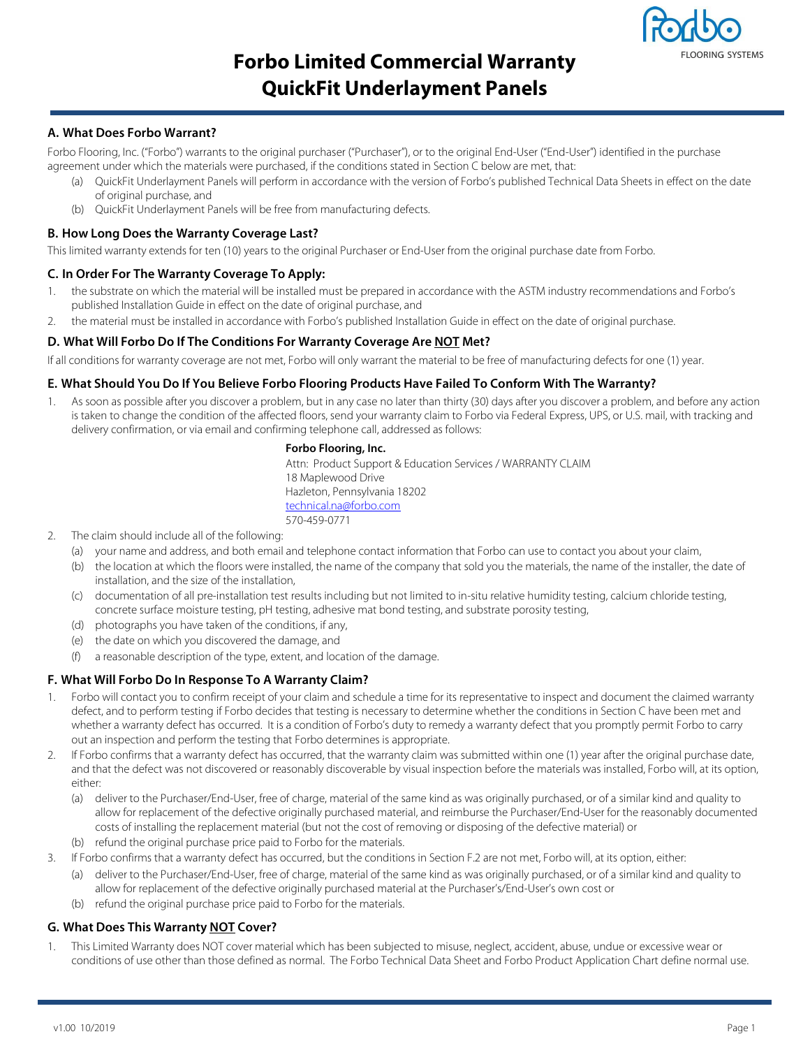# Forbo Limited Commercial Warranty
# QuickFit Underlayment Panels

## A. What Does Forbo Warrant?

Forbo Flooring, Inc. ("Forbo") warrants to the original purchaser ("Purchaser"), or to the original End-User ("End-User") identified in the purchase agreement under which the materials were purchased, if the conditions stated in Section C below are met, that:

(a) QuickFit Underlayment Panels will perform in accordance with the version of Forbo's published Technical Data Sheets in effect on the date of original purchase, and
(b) QuickFit Underlayment Panels will be free from manufacturing defects.

## B. How Long Does the Warranty Coverage Last?

This limited warranty extends for ten (10) years to the original Purchaser or End-User from the original purchase date from Forbo.

## C. In Order For The Warranty Coverage To Apply:

1. the substrate on which the material will be installed must be prepared in accordance with the ASTM industry recommendations and Forbo's published Installation Guide in effect on the date of original purchase, and
2. the material must be installed in accordance with Forbo's published Installation Guide in effect on the date of original purchase.

## D. What Will Forbo Do If The Conditions For Warranty Coverage Are NOT Met?

If all conditions for warranty coverage are not met, Forbo will only warrant the material to be free of manufacturing defects for one (1) year.

## E. What Should You Do If You Believe Forbo Flooring Products Have Failed To Conform With The Warranty?

1. As soon as possible after you discover a problem, but in any case no later than thirty (30) days after you discover a problem, and before any action is taken to change the condition of the affected floors, send your warranty claim to Forbo via Federal Express, UPS, or U.S. mail, with tracking and delivery confirmation, or via email and confirming telephone call, addressed as follows:

   **Forbo Flooring, Inc.**
   Attn: Product Support & Education Services / WARRANTY CLAIM
   18 Maplewood Drive
   Hazleton, Pennsylvania 18202
   technical.na@forbo.com
   570-459-0771

2. The claim should include all of the following:
   (a) your name and address, and both email and telephone contact information that Forbo can use to contact you about your claim,
   (b) the location at which the floors were installed, the name of the company that sold you the materials, the name of the installer, the date of installation, and the size of the installation,
   (c) documentation of all pre-installation test results including but not limited to in-situ relative humidity testing, calcium chloride testing, concrete surface moisture testing, pH testing, adhesive mat bond testing, and substrate porosity testing,
   (d) photographs you have taken of the conditions, if any,
   (e) the date on which you discovered the damage, and
   (f) a reasonable description of the type, extent, and location of the damage.

## F. What Will Forbo Do In Response To A Warranty Claim?

1. Forbo will contact you to confirm receipt of your claim and schedule a time for its representative to inspect and document the claimed warranty defect, and to perform testing if Forbo decides that testing is necessary to determine whether the conditions in Section C have been met and whether a warranty defect has occurred. It is a condition of Forbo's duty to remedy a warranty defect that you promptly permit Forbo to carry out an inspection and perform the testing that Forbo determines is appropriate.
2. If Forbo confirms that a warranty defect has occurred, that the warranty claim was submitted within one (1) year after the original purchase date, and that the defect was not discovered or reasonably discoverable by visual inspection before the materials was installed, Forbo will, at its option, either:
   (a) deliver to the Purchaser/End-User, free of charge, material of the same kind as was originally purchased, or of a similar kind and quality to allow for replacement of the defective originally purchased material, and reimburse the Purchaser/End-User for the reasonably documented costs of installing the replacement material (but not the cost of removing or disposing of the defective material) or
   (b) refund the original purchase price paid to Forbo for the materials.
3. If Forbo confirms that a warranty defect has occurred, but the conditions in Section F.2 are not met, Forbo will, at its option, either:
   (a) deliver to the Purchaser/End-User, free of charge, material of the same kind as was originally purchased, or of a similar kind and quality to allow for replacement of the defective originally purchased material at the Purchaser's/End-User's own cost or
   (b) refund the original purchase price paid to Forbo for the materials.

## G. What Does This Warranty NOT Cover?

1. This Limited Warranty does NOT cover material which has been subjected to misuse, neglect, accident, abuse, undue or excessive wear or conditions of use other than those defined as normal. The Forbo Technical Data Sheet and Forbo Product Application Chart define normal use.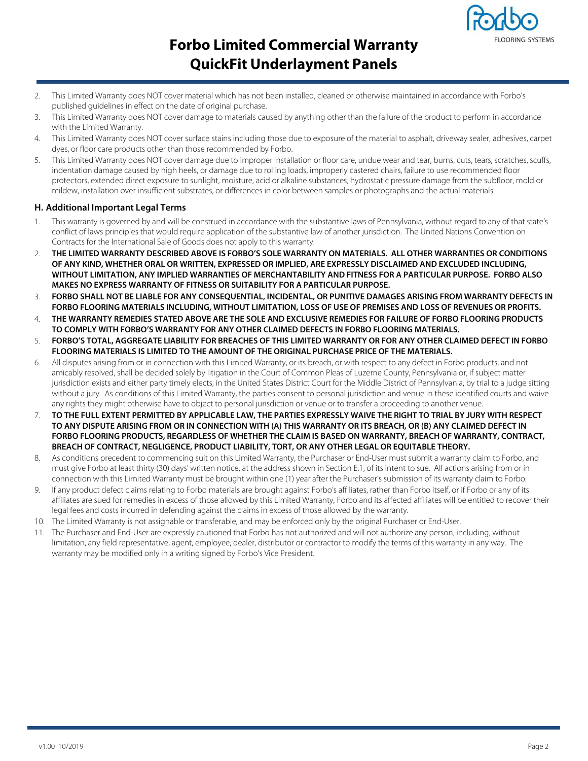2. This Limited Warranty does NOT cover material which has not been installed, cleaned or otherwise maintained in accordance with Forbo's published guidelines in effect on the date of original purchase.
3. This Limited Warranty does NOT cover damage to materials caused by anything other than the failure of the product to perform in accordance with the Limited Warranty.
4. This Limited Warranty does NOT cover surface stains including those due to exposure of the material to asphalt, driveway sealer, adhesives, carpet dyes, or floor care products other than those recommended by Forbo.
5. This Limited Warranty does NOT cover damage due to improper installation or floor care, undue wear and tear, burns, cuts, tears, scratches, scuffs, indentation damage caused by high heels, or damage due to rolling loads, improperly castered chairs, failure to use recommended floor protectors, extended direct exposure to sunlight, moisture, acid or alkaline substances, hydrostatic pressure damage from the subfloor, mold or mildew, installation over insufficient substrates, or differences in color between samples or photographs and the actual materials.

### H. Additional Important Legal Terms

1. This warranty is governed by and will be construed in accordance with the substantive laws of Pennsylvania, without regard to any of that state's conflict of laws principles that would require application of the substantive law of another jurisdiction. The United Nations Convention on Contracts for the International Sale of Goods does not apply to this warranty.
2. **THE LIMITED WARRANTY DESCRIBED ABOVE IS FORBO'S SOLE WARRANTY ON MATERIALS. ALL OTHER WARRANTIES OR CONDITIONS OF ANY KIND, WHETHER ORAL OR WRITTEN, EXPRESSED OR IMPLIED, ARE EXPRESSLY DISCLAIMED AND EXCLUDED INCLUDING, WITHOUT LIMITATION, ANY IMPLIED WARRANTIES OF MERCHANTABILITY AND FITNESS FOR A PARTICULAR PURPOSE. FORBO ALSO MAKES NO EXPRESS WARRANTY OF FITNESS OR SUITABILITY FOR A PARTICULAR PURPOSE.**
3. **FORBO SHALL NOT BE LIABLE FOR ANY CONSEQUENTIAL, INCIDENTAL, OR PUNITIVE DAMAGES ARISING FROM WARRANTY DEFECTS IN FORBO FLOORING MATERIALS INCLUDING, WITHOUT LIMITATION, LOSS OF USE OF PREMISES AND LOSS OF REVENUES OR PROFITS.**
4. **THE WARRANTY REMEDIES STATED ABOVE ARE THE SOLE AND EXCLUSIVE REMEDIES FOR FAILURE OF FORBO FLOORING PRODUCTS TO COMPLY WITH FORBO'S WARRANTY FOR ANY OTHER CLAIMED DEFECTS IN FORBO FLOORING MATERIALS.**
5. **FORBO'S TOTAL, AGGREGATE LIABILITY FOR BREACHES OF THIS LIMITED WARRANTY OR FOR ANY OTHER CLAIMED DEFECT IN FORBO FLOORING MATERIALS IS LIMITED TO THE AMOUNT OF THE ORIGINAL PURCHASE PRICE OF THE MATERIALS.**
6. All disputes arising from or in connection with this Limited Warranty, or its breach, or with respect to any defect in Forbo products, and not amicably resolved, shall be decided solely by litigation in the Court of Common Pleas of Luzerne County, Pennsylvania or, if subject matter jurisdiction exists and either party timely elects, in the United States District Court for the Middle District of Pennsylvania, by trial to a judge sitting without a jury. As conditions of this Limited Warranty, the parties consent to personal jurisdiction and venue in these identified courts and waive any rights they might otherwise have to object to personal jurisdiction or venue or to transfer a proceeding to another venue.
7. **TO THE FULL EXTENT PERMITTED BY APPLICABLE LAW, THE PARTIES EXPRESSLY WAIVE THE RIGHT TO TRIAL BY JURY WITH RESPECT TO ANY DISPUTE ARISING FROM OR IN CONNECTION WITH (A) THIS WARRANTY OR ITS BREACH, OR (B) ANY CLAIMED DEFECT IN FORBO FLOORING PRODUCTS, REGARDLESS OF WHETHER THE CLAIM IS BASED ON WARRANTY, BREACH OF WARRANTY, CONTRACT, BREACH OF CONTRACT, NEGLIGENCE, PRODUCT LIABILITY, TORT, OR ANY OTHER LEGAL OR EQUITABLE THEORY.**
8. As conditions precedent to commencing suit on this Limited Warranty, the Purchaser or End-User must submit a warranty claim to Forbo, and must give Forbo at least thirty (30) days' written notice, at the address shown in Section E.1, of its intent to sue. All actions arising from or in connection with this Limited Warranty must be brought within one (1) year after the Purchaser's submission of its warranty claim to Forbo.
9. If any product defect claims relating to Forbo materials are brought against Forbo's affiliates, rather than Forbo itself, or if Forbo or any of its affiliates are sued for remedies in excess of those allowed by this Limited Warranty, Forbo and its affected affiliates will be entitled to recover their legal fees and costs incurred in defending against the claims in excess of those allowed by the warranty.
10. The Limited Warranty is not assignable or transferable, and may be enforced only by the original Purchaser or End-User.
11. The Purchaser and End-User are expressly cautioned that Forbo has not authorized and will not authorize any person, including, without limitation, any field representative, agent, employee, dealer, distributor or contractor to modify the terms of this warranty in any way. The warranty may be modified only in a writing signed by Forbo's Vice President.